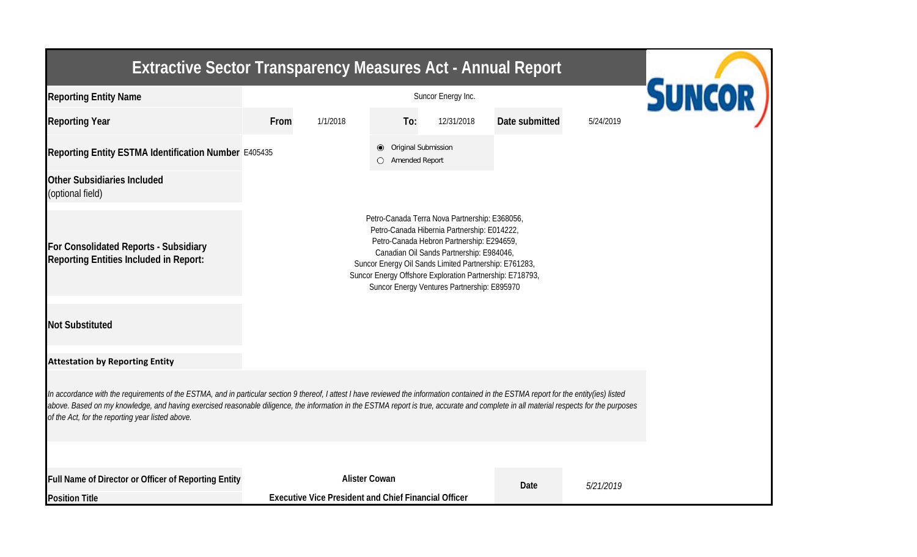# Extractive Sector Transparency Measures Act - Annual Report

| | | | | | | |
|---|---|---|---|---|---|---|
| **Reporting Entity Name** | Suncor Energy Inc. | | | | | |
| **Reporting Year** | **From** | 1/1/2018 | **To:** | 12/31/2018 | **Date submitted** | 5/24/2019 |
| **Reporting Entity ESTMA Identification Number** | E405435 | | ◉ Original Submission<br>○ Amended Report | | | |
| **Other Subsidiaries Included** (optional field) | | | | | | |
| **For Consolidated Reports - Subsidiary Reporting Entities Included in Report:** | Petro-Canada Terra Nova Partnership: E368056,<br>Petro-Canada Hibernia Partnership: E014222,<br>Petro-Canada Hebron Partnership: E294659,<br>Canadian Oil Sands Partnership: E984046,<br>Suncor Energy Oil Sands Limited Partnership: E761283,<br>Suncor Energy Offshore Exploration Partnership: E718793,<br>Suncor Energy Ventures Partnership: E895970 | | | | | |
| **Not Substituted** | | | | | | |

**Attestation by Reporting Entity**

*In accordance with the requirements of the ESTMA, and in particular section 9 thereof, I attest I have reviewed the information contained in the ESTMA report for the entity(ies) listed above. Based on my knowledge, and having exercised reasonable diligence, the information in the ESTMA report is true, accurate and complete in all material respects for the purposes of the Act, for the reporting year listed above.*

| | | | |
|---|---|---|---|
| **Full Name of Director or Officer of Reporting Entity** | **Alister Cowan** | **Date** | *5/21/2019* |
| **Position Title** | **Executive Vice President and Chief Financial Officer** | | |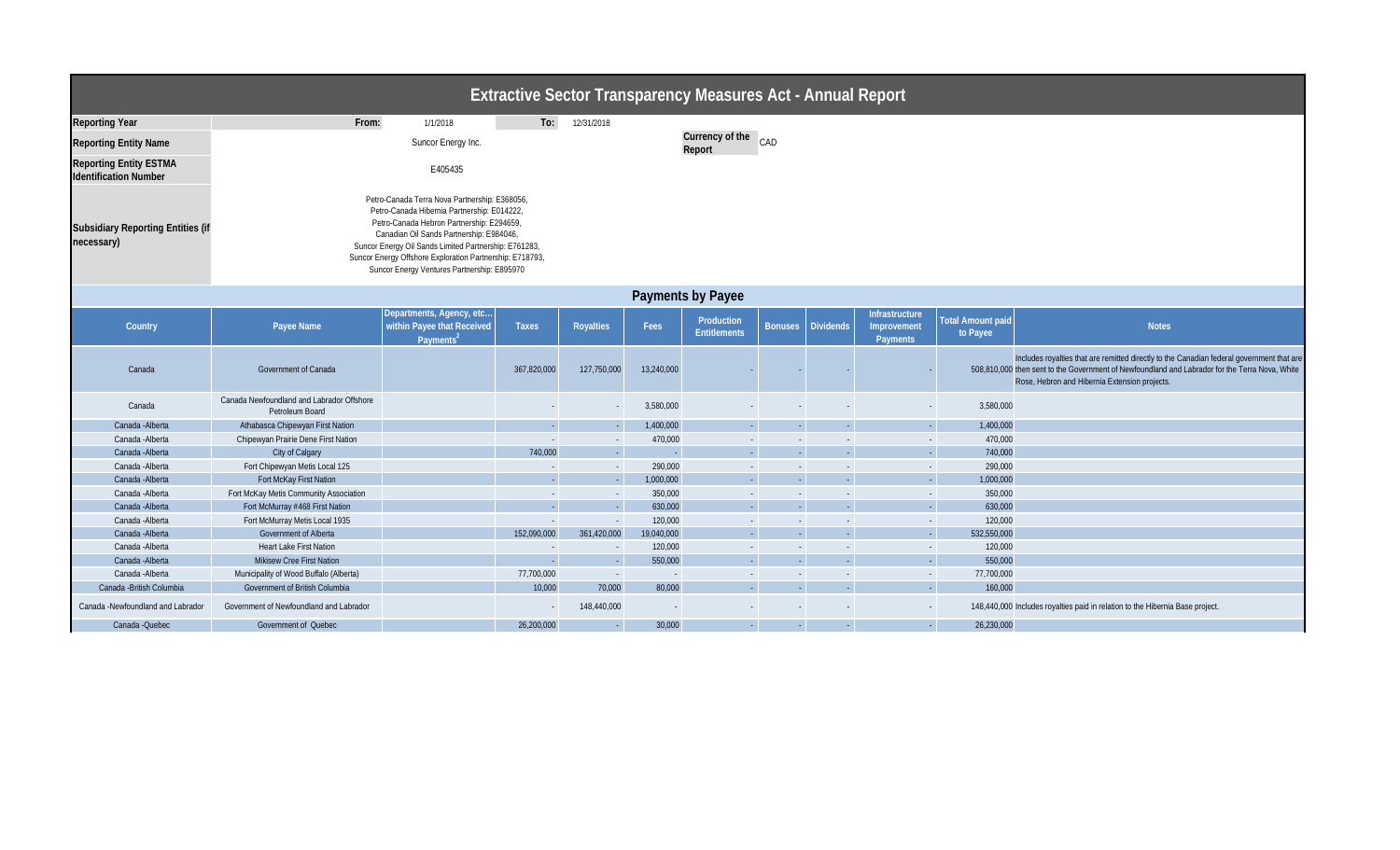# Extractive Sector Transparency Measures Act - Annual Report

| | | | | |
|---|---|---|---|---|
| **Reporting Year** | From: | 1/1/2018 | To: | 12/31/2018 |
| **Reporting Entity Name** | Suncor Energy Inc. | | **Currency of the Report** | CAD |
| **Reporting Entity ESTMA Identification Number** | E405435 | | | |
| **Subsidiary Reporting Entities (if necessary)** | Petro-Canada Terra Nova Partnership: E368056, Petro-Canada Hibernia Partnership: E014222, Petro-Canada Hebron Partnership: E294659, Canadian Oil Sands Partnership: E984046, Suncor Energy Oil Sands Limited Partnership: E761283, Suncor Energy Offshore Exploration Partnership: E718793, Suncor Energy Ventures Partnership: E895970 | | | |

## Payments by Payee

| Country | Payee Name | Departments, Agency, etc... within Payee that Received Payments[2] | Taxes | Royalties | Fees | Production Entitlements | Bonuses | Dividends | Infrastructure Improvement Payments | Total Amount paid to Payee | Notes |
|---|---|---|---|---|---|---|---|---|---|---|---|
| Canada | Government of Canada | | 367,820,000 | 127,750,000 | 13,240,000 | - | - | - | - | 508,810,000 | Includes royalties that are remitted directly to the Canadian federal government that are then sent to the Government of Newfoundland and Labrador for the Terra Nova, White Rose, Hebron and Hibernia Extension projects. |
| Canada | Canada Newfoundland and Labrador Offshore Petroleum Board | | - | - | 3,580,000 | - | - | - | - | 3,580,000 | |
| Canada -Alberta | Athabasca Chipewyan First Nation | | - | - | 1,400,000 | - | - | - | - | 1,400,000 | |
| Canada -Alberta | Chipewyan Prairie Dene First Nation | | - | - | 470,000 | - | - | - | - | 470,000 | |
| Canada -Alberta | City of Calgary | | 740,000 | - | - | - | - | - | - | 740,000 | |
| Canada -Alberta | Fort Chipewyan Metis Local 125 | | - | - | 290,000 | - | - | - | - | 290,000 | |
| Canada -Alberta | Fort McKay First Nation | | - | - | 1,000,000 | - | - | - | - | 1,000,000 | |
| Canada -Alberta | Fort McKay Metis Community Association | | - | - | 350,000 | - | - | - | - | 350,000 | |
| Canada -Alberta | Fort McMurray #468 First Nation | | - | - | 630,000 | - | - | - | - | 630,000 | |
| Canada -Alberta | Fort McMurray Metis Local 1935 | | - | - | 120,000 | - | - | - | - | 120,000 | |
| Canada -Alberta | Government of Alberta | | 152,090,000 | 361,420,000 | 19,040,000 | - | - | - | - | 532,550,000 | |
| Canada -Alberta | Heart Lake First Nation | | - | - | 120,000 | - | - | - | - | 120,000 | |
| Canada -Alberta | Mikisew Cree First Nation | | - | - | 550,000 | - | - | - | - | 550,000 | |
| Canada -Alberta | Municipality of Wood Buffalo (Alberta) | | 77,700,000 | - | - | - | - | - | - | 77,700,000 | |
| Canada -British Columbia | Government of British Columbia | | 10,000 | 70,000 | 80,000 | - | - | - | - | 160,000 | |
| Canada -Newfoundland and Labrador | Government of Newfoundland and Labrador | | - | 148,440,000 | - | - | - | - | - | 148,440,000 | Includes royalties paid in relation to the Hibernia Base project. |
| Canada -Quebec | Government of Quebec | | 26,200,000 | - | 30,000 | - | - | - | - | 26,230,000 | |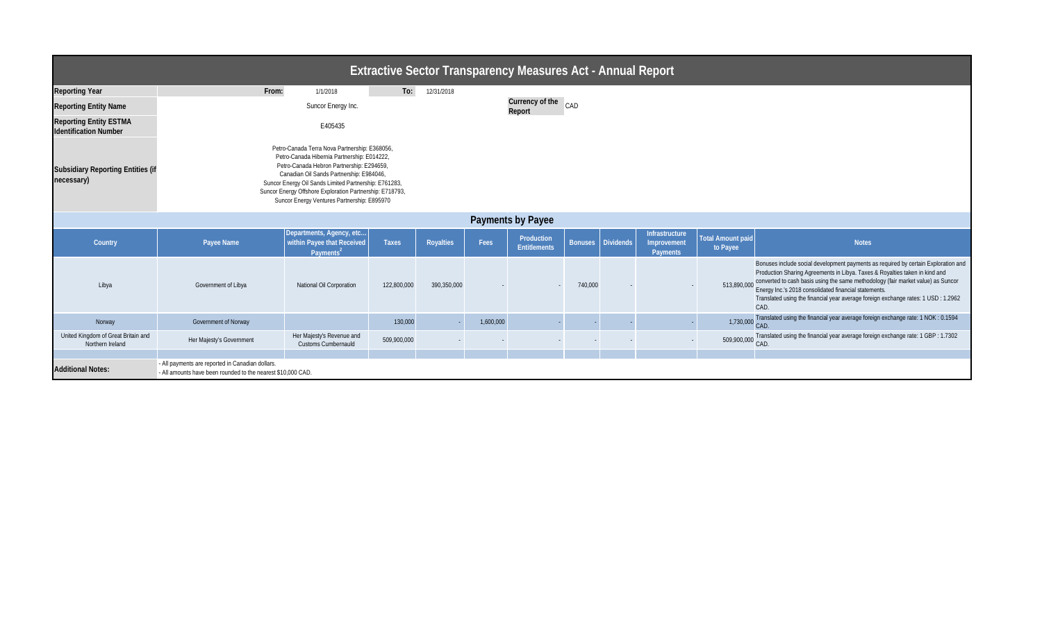# Extractive Sector Transparency Measures Act - Annual Report

| | | | | |
|---|---|---|---|---|
| **Reporting Year** | From: | 1/1/2018 | To: | 12/31/2018 |
| **Reporting Entity Name** | Suncor Energy Inc. | | **Currency of the Report** | CAD |
| **Reporting Entity ESTMA Identification Number** | E405435 | | | |
| **Subsidiary Reporting Entities (if necessary)** | Petro-Canada Terra Nova Partnership: E368056,<br>Petro-Canada Hibernia Partnership: E014222,<br>Petro-Canada Hebron Partnership: E294659,<br>Canadian Oil Sands Partnership: E984046,<br>Suncor Energy Oil Sands Limited Partnership: E761283,<br>Suncor Energy Offshore Exploration Partnership: E718793,<br>Suncor Energy Ventures Partnership: E895970 | | | |

## Payments by Payee

| Country | Payee Name | Departments, Agency, etc... within Payee that Received Payments[2] | Taxes | Royalties | Fees | Production Entitlements | Bonuses | Dividends | Infrastructure Improvement Payments | Total Amount paid to Payee | Notes |
|---|---|---|---|---|---|---|---|---|---|---|---|
| Libya | Government of Libya | National Oil Corporation | 122,800,000 | 390,350,000 | - | - | 740,000 | - | - | 513,890,000 | Bonuses include social development payments as required by certain Exploration and Production Sharing Agreements in Libya. Taxes & Royalties taken in kind and converted to cash basis using the same methodology (fair market value) as Suncor Energy Inc.'s 2018 consolidated financial statements. Translated using the financial year average foreign exchange rates: 1 USD : 1.2962 CAD. |
| Norway | Government of Norway | | 130,000 | - | 1,600,000 | - | - | - | - | 1,730,000 | Translated using the financial year average foreign exchange rate: 1 NOK : 0.1594 CAD. |
| United Kingdom of Great Britain and Northern Ireland | Her Majesty's Government | Her Majesty's Revenue and Customs Cumbernauld | 509,900,000 | - | - | - | - | - | - | 509,900,000 | Translated using the financial year average foreign exchange rate: 1 GBP : 1.7302 CAD. |

**Additional Notes:**

- All payments are reported in Canadian dollars.
- All amounts have been rounded to the nearest $10,000 CAD.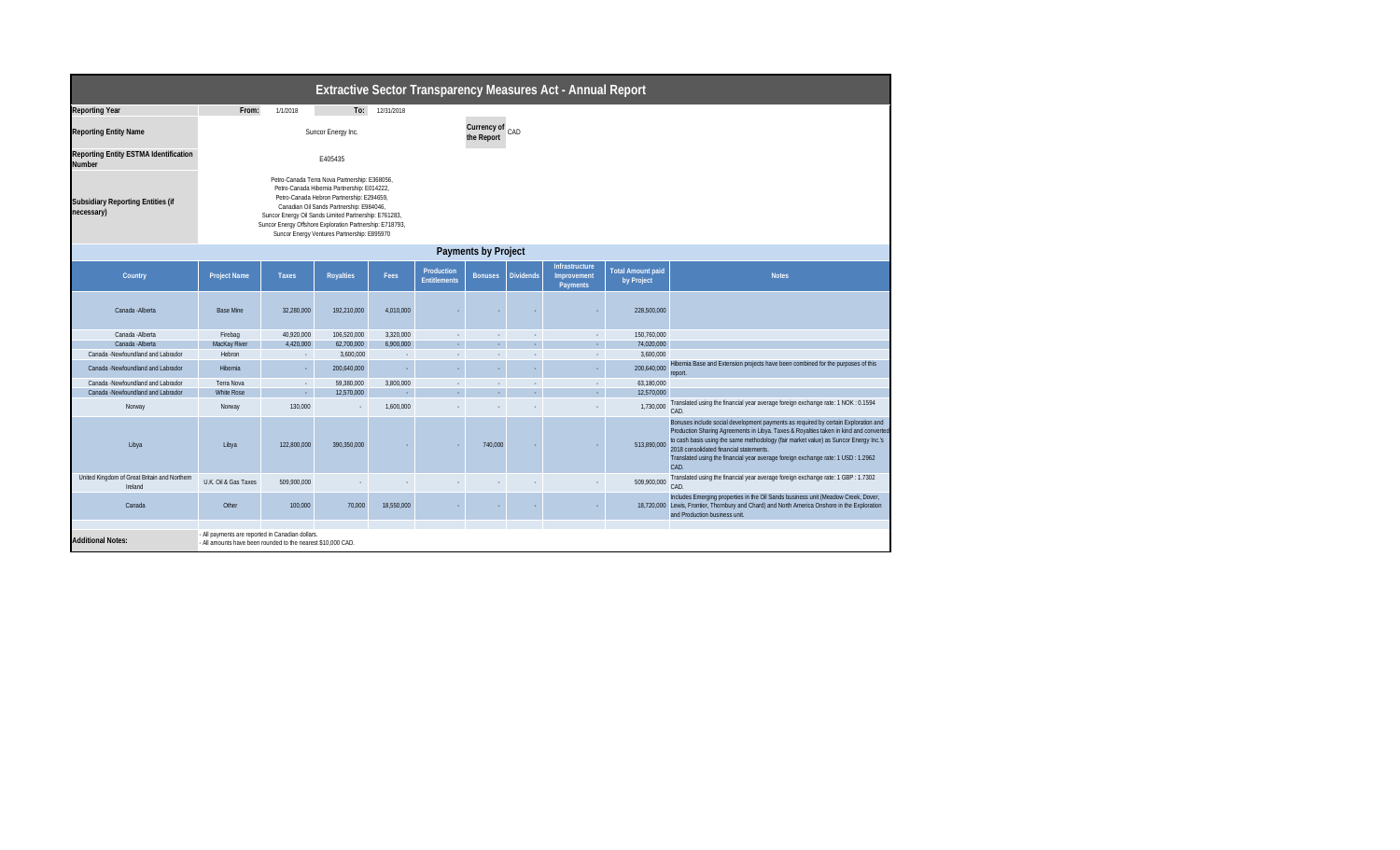# Extractive Sector Transparency Measures Act - Annual Report

| | | | | |
|---|---|---|---|---|
| **Reporting Year** | From: 1/1/2018 | To: 12/31/2018 | | |
| **Reporting Entity Name** | Suncor Energy Inc. | | **Currency of the Report** | CAD |
| **Reporting Entity ESTMA Identification Number** | E405435 | | | |
| **Subsidiary Reporting Entities (if necessary)** | Petro-Canada Terra Nova Partnership: E368056, Petro-Canada Hibernia Partnership: E014222, Petro-Canada Hebron Partnership: E294659, Canadian Oil Sands Partnership: E984046, Suncor Energy Oil Sands Limited Partnership: E761283, Suncor Energy Offshore Exploration Partnership: E718793, Suncor Energy Ventures Partnership: E895970 | | | |

## Payments by Project

| Country | Project Name | Taxes | Royalties | Fees | Production Entitlements | Bonuses | Dividends | Infrastructure Improvement Payments | Total Amount paid by Project | Notes |
|---|---|---|---|---|---|---|---|---|---|---|
| Canada -Alberta | Base Mine | 32,280,000 | 192,210,000 | 4,010,000 | - | - | - | - | 228,500,000 | |
| Canada -Alberta | Firebag | 40,920,000 | 106,520,000 | 3,320,000 | - | - | - | - | 150,760,000 | |
| Canada -Alberta | MacKay River | 4,420,000 | 62,700,000 | 6,900,000 | - | - | - | - | 74,020,000 | |
| Canada -Newfoundland and Labrador | Hebron | - | 3,600,000 | - | - | - | - | - | 3,600,000 | |
| Canada -Newfoundland and Labrador | Hibernia | - | 200,640,000 | - | - | - | - | - | 200,640,000 | Hibernia Base and Extension projects have been combined for the purposes of this report. |
| Canada -Newfoundland and Labrador | Terra Nova | - | 59,380,000 | 3,800,000 | - | - | - | - | 63,180,000 | |
| Canada -Newfoundland and Labrador | White Rose | - | 12,570,000 | - | - | - | - | - | 12,570,000 | |
| Norway | Norway | 130,000 | - | 1,600,000 | - | - | - | - | 1,730,000 | Translated using the financial year average foreign exchange rate: 1 NOK : 0.1594 CAD. |
| Libya | Libya | 122,800,000 | 390,350,000 | - | - | 740,000 | - | - | 513,890,000 | Bonuses include social development payments as required by certain Exploration and Production Sharing Agreements in Libya. Taxes & Royalties taken in kind and converted to cash basis using the same methodology (fair market value) as Suncor Energy Inc.'s 2018 consolidated financial statements. Translated using the financial year average foreign exchange rate: 1 USD : 1.2962 CAD. |
| United Kingdom of Great Britain and Northern Ireland | U.K. Oil & Gas Taxes | 509,900,000 | - | - | - | - | - | - | 509,900,000 | Translated using the financial year average foreign exchange rate: 1 GBP : 1.7302 CAD. |
| Canada | Other | 100,000 | 70,000 | 18,550,000 | - | - | - | - | 18,720,000 | Includes Emerging properties in the Oil Sands business unit (Meadow Creek, Dover, Lewis, Frontier, Thornbury and Chard) and North America Onshore in the Exploration and Production business unit. |

**Additional Notes:**

- All payments are reported in Canadian dollars.
- All amounts have been rounded to the nearest $10,000 CAD.